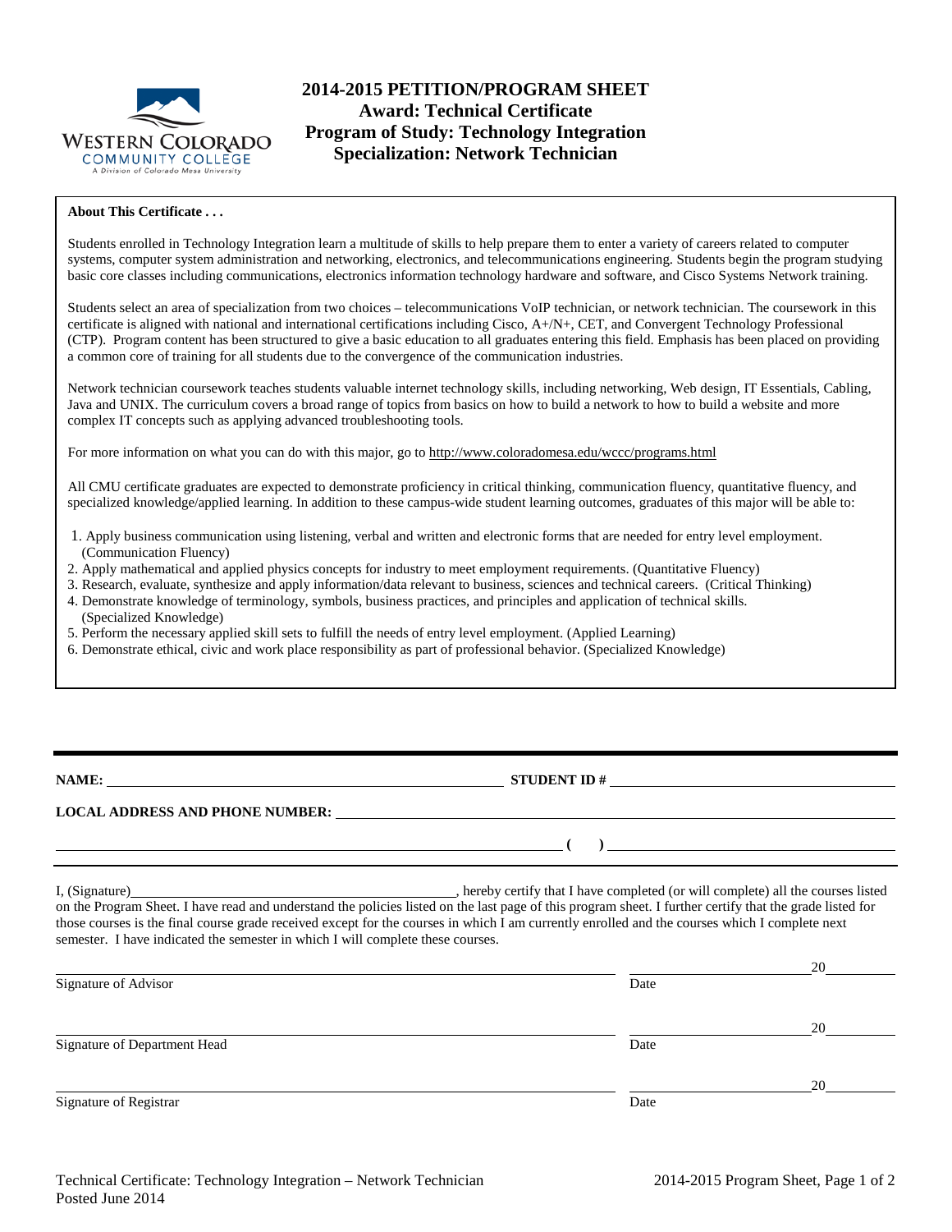# 2014-2015 PETITION/PROGRAM SHEET
## Award: Technical Certificate
## Program of Study: Technology Integration
## Specialization: Network Technician

**About This Certificate . . .**

Students enrolled in Technology Integration learn a multitude of skills to help prepare them to enter a variety of careers related to computer systems, computer system administration and networking, electronics, and telecommunications engineering. Students begin the program studying basic core classes including communications, electronics information technology hardware and software, and Cisco Systems Network training.

Students select an area of specialization from two choices – telecommunications VoIP technician, or network technician. The coursework in this certificate is aligned with national and international certifications including Cisco, A+/N+, CET, and Convergent Technology Professional (CTP). Program content has been structured to give a basic education to all graduates entering this field. Emphasis has been placed on providing a common core of training for all students due to the convergence of the communication industries.

Network technician coursework teaches students valuable internet technology skills, including networking, Web design, IT Essentials, Cabling, Java and UNIX. The curriculum covers a broad range of topics from basics on how to build a network to how to build a website and more complex IT concepts such as applying advanced troubleshooting tools.

For more information on what you can do with this major, go to http://www.coloradomesa.edu/wccc/programs.html

All CMU certificate graduates are expected to demonstrate proficiency in critical thinking, communication fluency, quantitative fluency, and specialized knowledge/applied learning. In addition to these campus-wide student learning outcomes, graduates of this major will be able to:

1. Apply business communication using listening, verbal and written and electronic forms that are needed for entry level employment. (Communication Fluency)
2. Apply mathematical and applied physics concepts for industry to meet employment requirements. (Quantitative Fluency)
3. Research, evaluate, synthesize and apply information/data relevant to business, sciences and technical careers. (Critical Thinking)
4. Demonstrate knowledge of terminology, symbols, business practices, and principles and application of technical skills. (Specialized Knowledge)
5. Perform the necessary applied skill sets to fulfill the needs of entry level employment. (Applied Learning)
6. Demonstrate ethical, civic and work place responsibility as part of professional behavior. (Specialized Knowledge)

---

**NAME:** ______________________________ **STUDENT ID #** ______________________________

**LOCAL ADDRESS AND PHONE NUMBER:** ______________________________

______________________________ **( )** ______________________________

I, (Signature)______________________________, hereby certify that I have completed (or will complete) all the courses listed on the Program Sheet. I have read and understand the policies listed on the last page of this program sheet. I further certify that the grade listed for those courses is the final course grade received except for the courses in which I am currently enrolled and the courses which I complete next semester. I have indicated the semester in which I will complete these courses.

______________________________ ______________20______
Signature of Advisor — Date

______________________________ ______________20______
Signature of Department Head — Date

______________________________ ______________20______
Signature of Registrar — Date

Technical Certificate: Technology Integration – Network Technician
Posted June 2014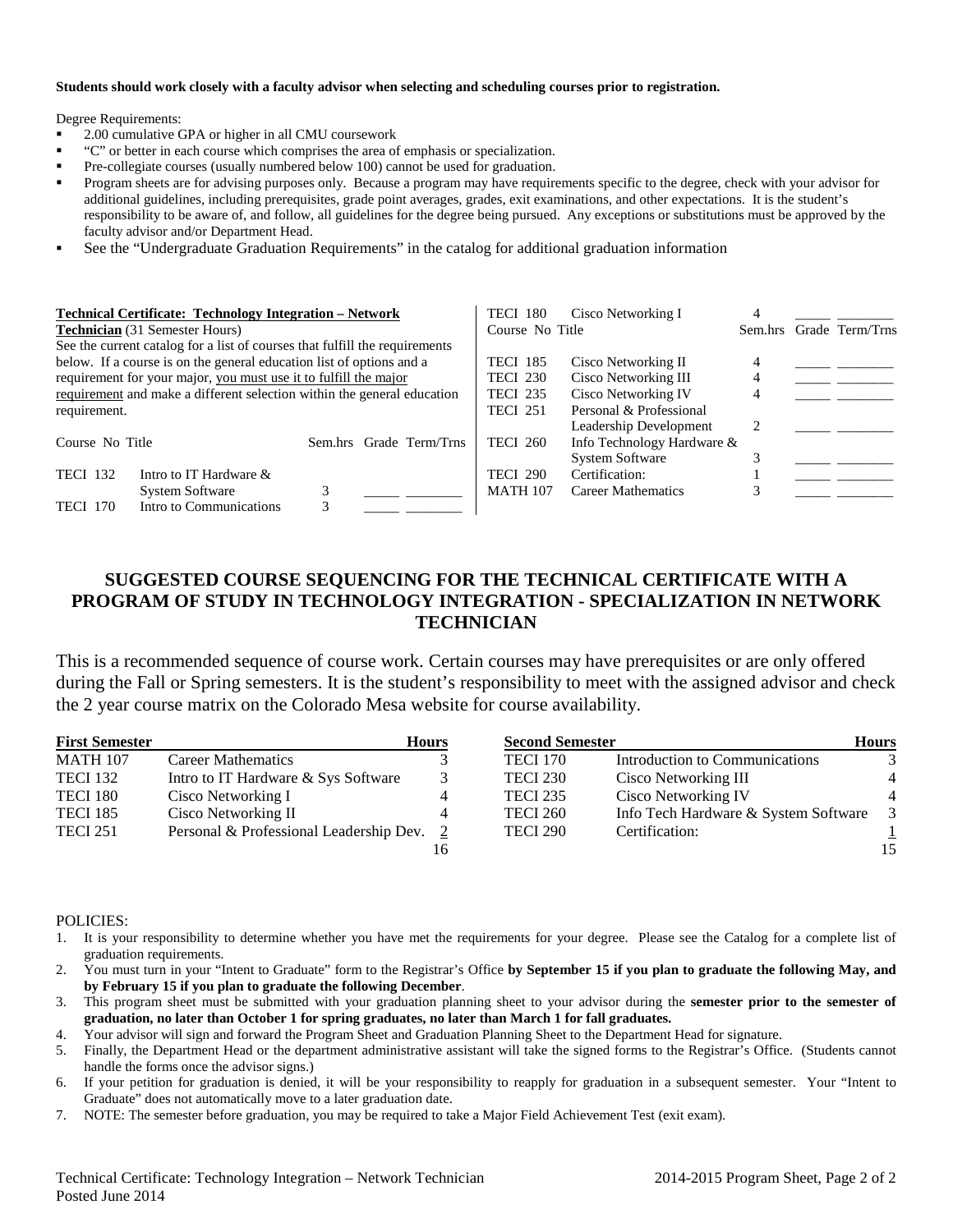**Students should work closely with a faculty advisor when selecting and scheduling courses prior to registration.**

Degree Requirements:

- 2.00 cumulative GPA or higher in all CMU coursework
- "C" or better in each course which comprises the area of emphasis or specialization.
- Pre-collegiate courses (usually numbered below 100) cannot be used for graduation.
- Program sheets are for advising purposes only. Because a program may have requirements specific to the degree, check with your advisor for additional guidelines, including prerequisites, grade point averages, grades, exit examinations, and other expectations. It is the student's responsibility to be aware of, and follow, all guidelines for the degree being pursued. Any exceptions or substitutions must be approved by the faculty advisor and/or Department Head.
- See the "Undergraduate Graduation Requirements" in the catalog for additional graduation information

**Technical Certificate: Technology Integration – Network Technician** (31 Semester Hours)

See the current catalog for a list of courses that fulfill the requirements below. If a course is on the general education list of options and a requirement for your major, you must use it to fulfill the major requirement and make a different selection within the general education requirement.

| Course | No | Title | Sem.hrs | Grade | Term/Trns |
|---|---|---|---|---|---|
| TECI | 132 | Intro to IT Hardware & System Software | 3 | _____ | ________ |
| TECI | 170 | Intro to Communications | 3 | _____ | ________ |
| TECI | 180 | Cisco Networking I | 4 | _____ | ________ |
| TECI | 185 | Cisco Networking II | 4 | _____ | ________ |
| TECI | 230 | Cisco Networking III | 4 | _____ | ________ |
| TECI | 235 | Cisco Networking IV | 4 | _____ | ________ |
| TECI | 251 | Personal & Professional Leadership Development | 2 | _____ | ________ |
| TECI | 260 | Info Technology Hardware & System Software | 3 | _____ | ________ |
| TECI | 290 | Certification: | 1 | _____ | ________ |
| MATH | 107 | Career Mathematics | 3 | _____ | ________ |

## SUGGESTED COURSE SEQUENCING FOR THE TECHNICAL CERTIFICATE WITH A PROGRAM OF STUDY IN TECHNOLOGY INTEGRATION - SPECIALIZATION IN NETWORK TECHNICIAN

This is a recommended sequence of course work. Certain courses may have prerequisites or are only offered during the Fall or Spring semesters. It is the student's responsibility to meet with the assigned advisor and check the 2 year course matrix on the Colorado Mesa website for course availability.

| First Semester | | Hours |
|---|---|---|
| MATH 107 | Career Mathematics | 3 |
| TECI 132 | Intro to IT Hardware & Sys Software | 3 |
| TECI 180 | Cisco Networking I | 4 |
| TECI 185 | Cisco Networking II | 4 |
| TECI 251 | Personal & Professional Leadership Dev. | 2 |
| | | 16 |

| Second Semester | | Hours |
|---|---|---|
| TECI 170 | Introduction to Communications | 3 |
| TECI 230 | Cisco Networking III | 4 |
| TECI 235 | Cisco Networking IV | 4 |
| TECI 260 | Info Tech Hardware & System Software | 3 |
| TECI 290 | Certification: | 1 |
| | | 15 |

POLICIES:

1. It is your responsibility to determine whether you have met the requirements for your degree. Please see the Catalog for a complete list of graduation requirements.
2. You must turn in your "Intent to Graduate" form to the Registrar's Office **by September 15 if you plan to graduate the following May, and by February 15 if you plan to graduate the following December**.
3. This program sheet must be submitted with your graduation planning sheet to your advisor during the **semester prior to the semester of graduation, no later than October 1 for spring graduates, no later than March 1 for fall graduates.**
4. Your advisor will sign and forward the Program Sheet and Graduation Planning Sheet to the Department Head for signature.
5. Finally, the Department Head or the department administrative assistant will take the signed forms to the Registrar's Office. (Students cannot handle the forms once the advisor signs.)
6. If your petition for graduation is denied, it will be your responsibility to reapply for graduation in a subsequent semester. Your "Intent to Graduate" does not automatically move to a later graduation date.
7. NOTE: The semester before graduation, you may be required to take a Major Field Achievement Test (exit exam).

Technical Certificate: Technology Integration – Network Technician
Posted June 2014